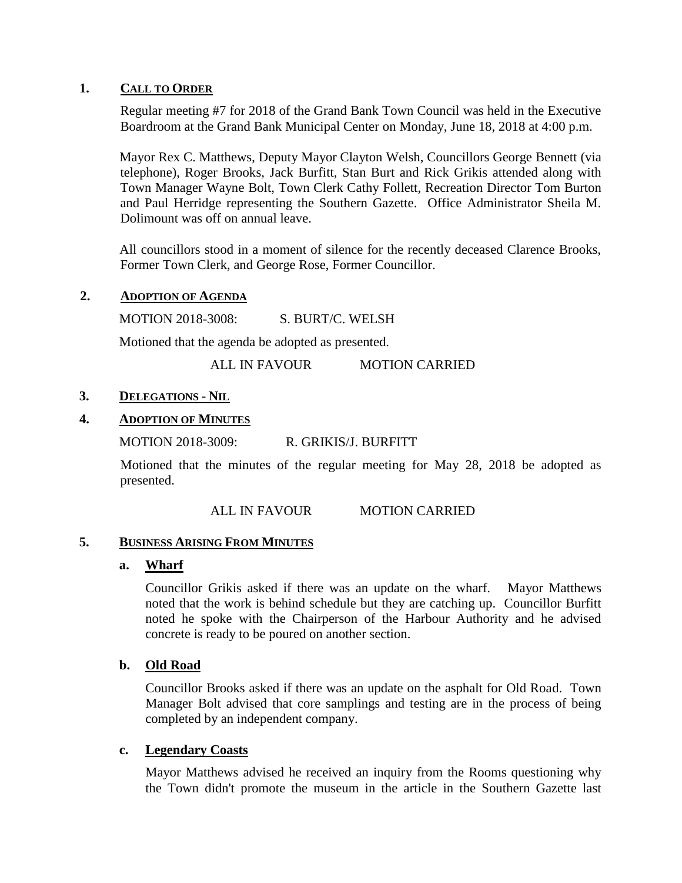## 1. CALL TO ORDER

Regular meeting #7 for 2018 of the Grand Bank Town Council was held in the Executive Boardroom at the Grand Bank Municipal Center on Monday, June 18, 2018 at 4:00 p.m.

Mayor Rex C. Matthews, Deputy Mayor Clayton Welsh, Councillors George Bennett (via telephone), Roger Brooks, Jack Burfitt, Stan Burt and Rick Grikis attended along with Town Manager Wayne Bolt, Town Clerk Cathy Follett, Recreation Director Tom Burton and Paul Herridge representing the Southern Gazette. Office Administrator Sheila M. Dolimount was off on annual leave.

All councillors stood in a moment of silence for the recently deceased Clarence Brooks, Former Town Clerk, and George Rose, Former Councillor.

## 2. ADOPTION OF AGENDA

MOTION 2018-3008: S. BURT/C. WELSH

Motioned that the agenda be adopted as presented.

ALL IN FAVOUR MOTION CARRIED

## 3. DELEGATIONS - NIL

## 4. ADOPTION OF MINUTES

MOTION 2018-3009: R. GRIKIS/J. BURFITT

Motioned that the minutes of the regular meeting for May 28, 2018 be adopted as presented.

ALL IN FAVOUR MOTION CARRIED

## 5. BUSINESS ARISING FROM MINUTES

### a. Wharf

Councillor Grikis asked if there was an update on the wharf. Mayor Matthews noted that the work is behind schedule but they are catching up. Councillor Burfitt noted he spoke with the Chairperson of the Harbour Authority and he advised concrete is ready to be poured on another section.

### b. Old Road

Councillor Brooks asked if there was an update on the asphalt for Old Road. Town Manager Bolt advised that core samplings and testing are in the process of being completed by an independent company.

### c. Legendary Coasts

Mayor Matthews advised he received an inquiry from the Rooms questioning why the Town didn't promote the museum in the article in the Southern Gazette last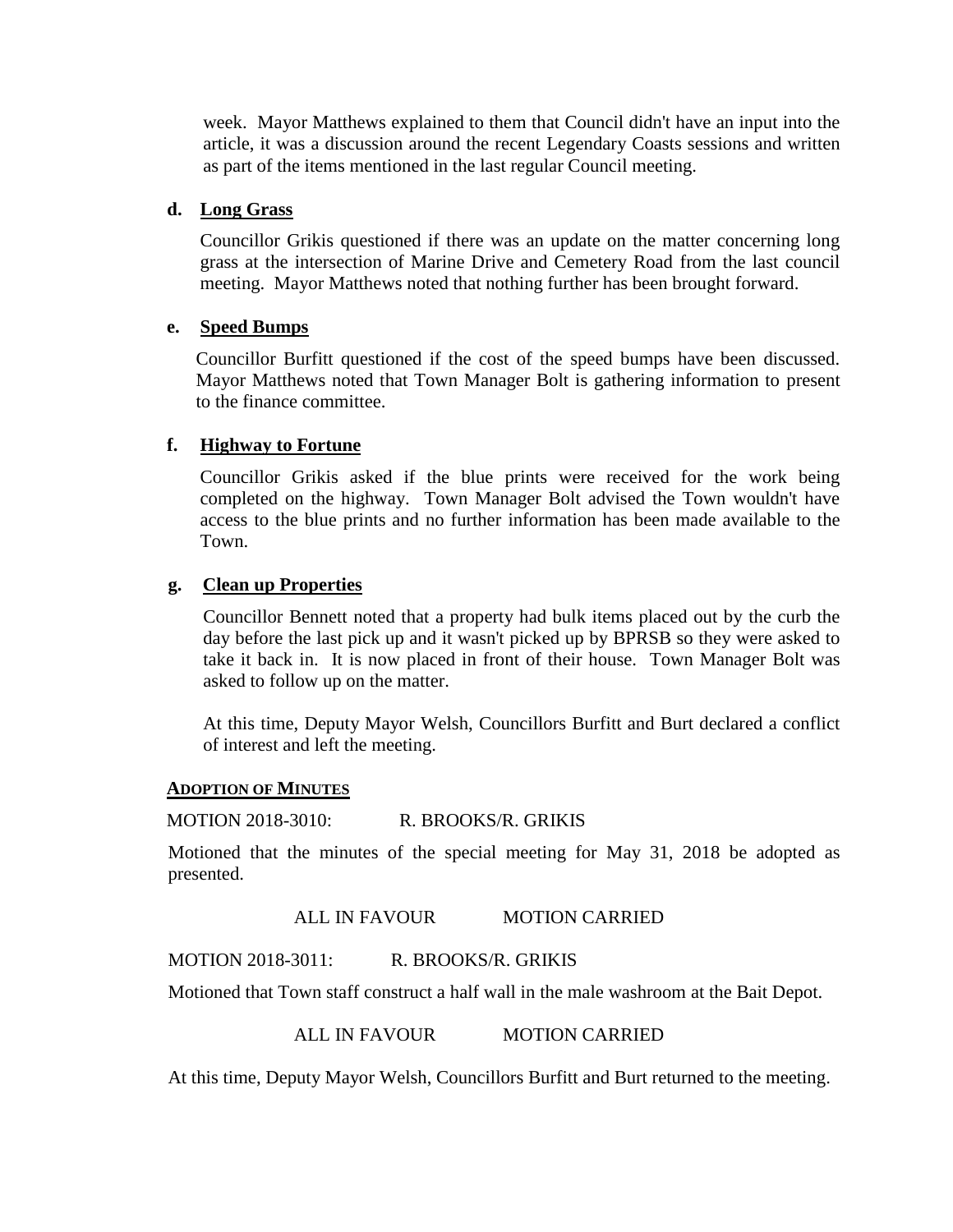week. Mayor Matthews explained to them that Council didn't have an input into the article, it was a discussion around the recent Legendary Coasts sessions and written as part of the items mentioned in the last regular Council meeting.

**d. Long Grass**

Councillor Grikis questioned if there was an update on the matter concerning long grass at the intersection of Marine Drive and Cemetery Road from the last council meeting. Mayor Matthews noted that nothing further has been brought forward.

**e. Speed Bumps**

Councillor Burfitt questioned if the cost of the speed bumps have been discussed. Mayor Matthews noted that Town Manager Bolt is gathering information to present to the finance committee.

**f. Highway to Fortune**

Councillor Grikis asked if the blue prints were received for the work being completed on the highway. Town Manager Bolt advised the Town wouldn't have access to the blue prints and no further information has been made available to the Town.

**g. Clean up Properties**

Councillor Bennett noted that a property had bulk items placed out by the curb the day before the last pick up and it wasn't picked up by BPRSB so they were asked to take it back in. It is now placed in front of their house. Town Manager Bolt was asked to follow up on the matter.

At this time, Deputy Mayor Welsh, Councillors Burfitt and Burt declared a conflict of interest and left the meeting.

**ADOPTION OF MINUTES**

MOTION 2018-3010: R. BROOKS/R. GRIKIS

Motioned that the minutes of the special meeting for May 31, 2018 be adopted as presented.

ALL IN FAVOUR MOTION CARRIED

MOTION 2018-3011: R. BROOKS/R. GRIKIS

Motioned that Town staff construct a half wall in the male washroom at the Bait Depot.

ALL IN FAVOUR MOTION CARRIED

At this time, Deputy Mayor Welsh, Councillors Burfitt and Burt returned to the meeting.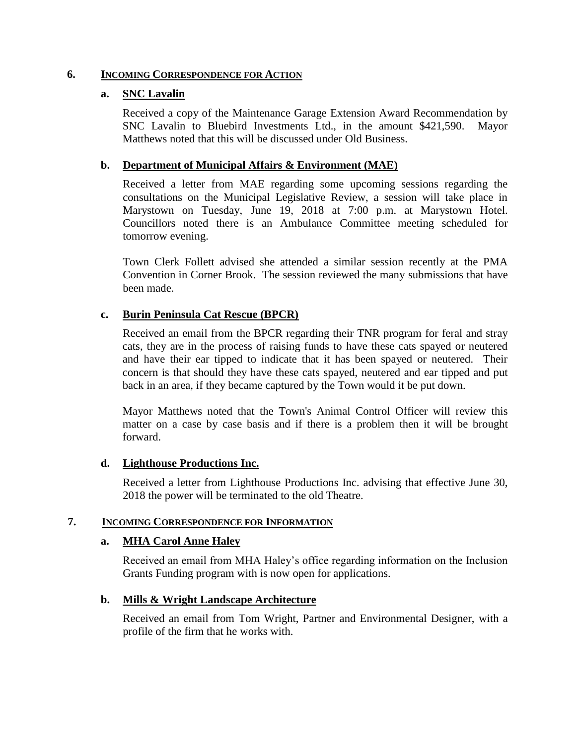## 6. INCOMING CORRESPONDENCE FOR ACTION

### a. SNC Lavalin

Received a copy of the Maintenance Garage Extension Award Recommendation by SNC Lavalin to Bluebird Investments Ltd., in the amount $421,590. Mayor Matthews noted that this will be discussed under Old Business.

### b. Department of Municipal Affairs & Environment (MAE)

Received a letter from MAE regarding some upcoming sessions regarding the consultations on the Municipal Legislative Review, a session will take place in Marystown on Tuesday, June 19, 2018 at 7:00 p.m. at Marystown Hotel. Councillors noted there is an Ambulance Committee meeting scheduled for tomorrow evening.

Town Clerk Follett advised she attended a similar session recently at the PMA Convention in Corner Brook. The session reviewed the many submissions that have been made.

### c. Burin Peninsula Cat Rescue (BPCR)

Received an email from the BPCR regarding their TNR program for feral and stray cats, they are in the process of raising funds to have these cats spayed or neutered and have their ear tipped to indicate that it has been spayed or neutered. Their concern is that should they have these cats spayed, neutered and ear tipped and put back in an area, if they became captured by the Town would it be put down.

Mayor Matthews noted that the Town's Animal Control Officer will review this matter on a case by case basis and if there is a problem then it will be brought forward.

### d. Lighthouse Productions Inc.

Received a letter from Lighthouse Productions Inc. advising that effective June 30, 2018 the power will be terminated to the old Theatre.

## 7. INCOMING CORRESPONDENCE FOR INFORMATION

### a. MHA Carol Anne Haley

Received an email from MHA Haley's office regarding information on the Inclusion Grants Funding program with is now open for applications.

### b. Mills & Wright Landscape Architecture

Received an email from Tom Wright, Partner and Environmental Designer, with a profile of the firm that he works with.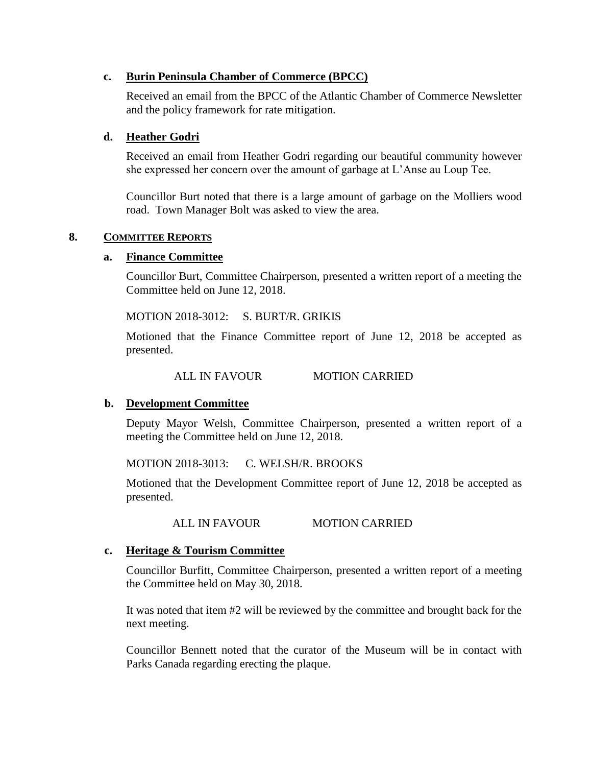### c. Burin Peninsula Chamber of Commerce (BPCC)

Received an email from the BPCC of the Atlantic Chamber of Commerce Newsletter and the policy framework for rate mitigation.

### d. Heather Godri

Received an email from Heather Godri regarding our beautiful community however she expressed her concern over the amount of garbage at L'Anse au Loup Tee.

Councillor Burt noted that there is a large amount of garbage on the Molliers wood road. Town Manager Bolt was asked to view the area.

## 8. COMMITTEE REPORTS

### a. Finance Committee

Councillor Burt, Committee Chairperson, presented a written report of a meeting the Committee held on June 12, 2018.

MOTION 2018-3012: S. BURT/R. GRIKIS

Motioned that the Finance Committee report of June 12, 2018 be accepted as presented.

ALL IN FAVOUR MOTION CARRIED

### b. Development Committee

Deputy Mayor Welsh, Committee Chairperson, presented a written report of a meeting the Committee held on June 12, 2018.

MOTION 2018-3013: C. WELSH/R. BROOKS

Motioned that the Development Committee report of June 12, 2018 be accepted as presented.

ALL IN FAVOUR MOTION CARRIED

### c. Heritage & Tourism Committee

Councillor Burfitt, Committee Chairperson, presented a written report of a meeting the Committee held on May 30, 2018.

It was noted that item #2 will be reviewed by the committee and brought back for the next meeting.

Councillor Bennett noted that the curator of the Museum will be in contact with Parks Canada regarding erecting the plaque.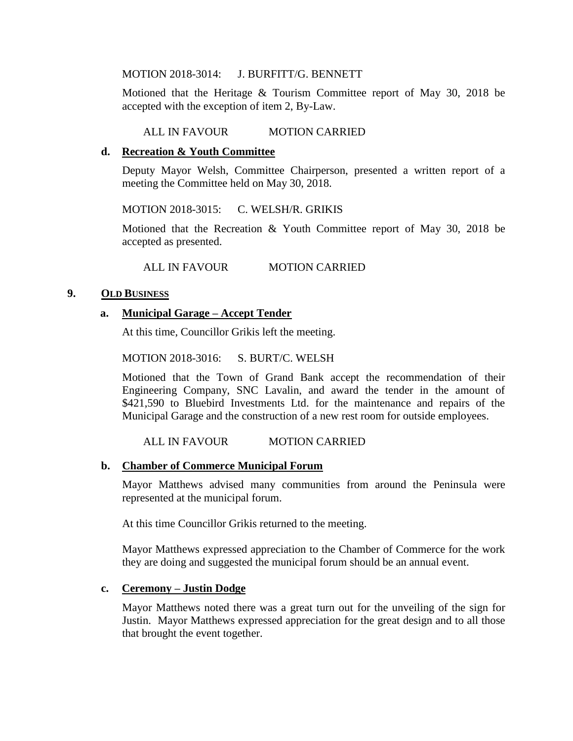MOTION 2018-3014: J. BURFITT/G. BENNETT

Motioned that the Heritage & Tourism Committee report of May 30, 2018 be accepted with the exception of item 2, By-Law.

ALL IN FAVOUR MOTION CARRIED

**d. Recreation & Youth Committee**

Deputy Mayor Welsh, Committee Chairperson, presented a written report of a meeting the Committee held on May 30, 2018.

MOTION 2018-3015: C. WELSH/R. GRIKIS

Motioned that the Recreation & Youth Committee report of May 30, 2018 be accepted as presented.

ALL IN FAVOUR MOTION CARRIED

## 9. OLD BUSINESS

**a. Municipal Garage – Accept Tender**

At this time, Councillor Grikis left the meeting.

MOTION 2018-3016: S. BURT/C. WELSH

Motioned that the Town of Grand Bank accept the recommendation of their Engineering Company, SNC Lavalin, and award the tender in the amount of $421,590 to Bluebird Investments Ltd. for the maintenance and repairs of the Municipal Garage and the construction of a new rest room for outside employees.

ALL IN FAVOUR MOTION CARRIED

**b. Chamber of Commerce Municipal Forum**

Mayor Matthews advised many communities from around the Peninsula were represented at the municipal forum.

At this time Councillor Grikis returned to the meeting.

Mayor Matthews expressed appreciation to the Chamber of Commerce for the work they are doing and suggested the municipal forum should be an annual event.

**c. Ceremony – Justin Dodge**

Mayor Matthews noted there was a great turn out for the unveiling of the sign for Justin. Mayor Matthews expressed appreciation for the great design and to all those that brought the event together.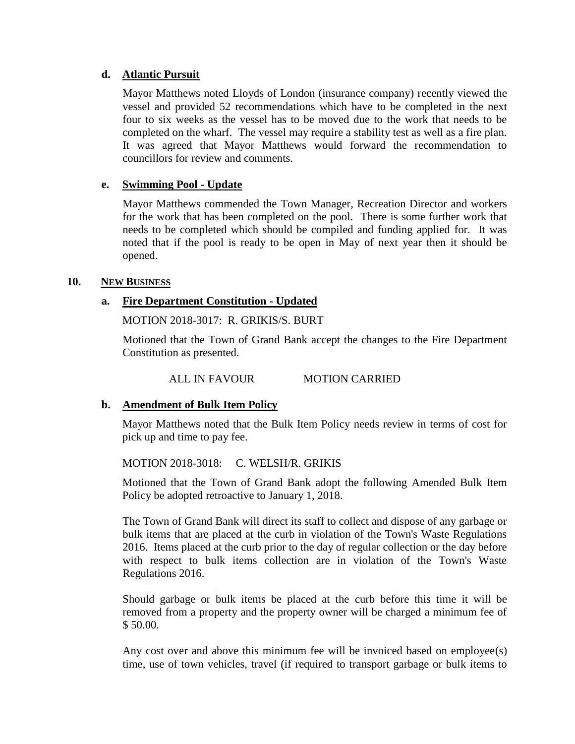**d. Atlantic Pursuit**

Mayor Matthews noted Lloyds of London (insurance company) recently viewed the vessel and provided 52 recommendations which have to be completed in the next four to six weeks as the vessel has to be moved due to the work that needs to be completed on the wharf. The vessel may require a stability test as well as a fire plan. It was agreed that Mayor Matthews would forward the recommendation to councillors for review and comments.

**e. Swimming Pool - Update**

Mayor Matthews commended the Town Manager, Recreation Director and workers for the work that has been completed on the pool. There is some further work that needs to be completed which should be compiled and funding applied for. It was noted that if the pool is ready to be open in May of next year then it should be opened.

## 10. NEW BUSINESS

**a. Fire Department Constitution - Updated**

MOTION 2018-3017: R. GRIKIS/S. BURT

Motioned that the Town of Grand Bank accept the changes to the Fire Department Constitution as presented.

ALL IN FAVOUR MOTION CARRIED

**b. Amendment of Bulk Item Policy**

Mayor Matthews noted that the Bulk Item Policy needs review in terms of cost for pick up and time to pay fee.

MOTION 2018-3018: C. WELSH/R. GRIKIS

Motioned that the Town of Grand Bank adopt the following Amended Bulk Item Policy be adopted retroactive to January 1, 2018.

The Town of Grand Bank will direct its staff to collect and dispose of any garbage or bulk items that are placed at the curb in violation of the Town's Waste Regulations 2016. Items placed at the curb prior to the day of regular collection or the day before with respect to bulk items collection are in violation of the Town's Waste Regulations 2016.

Should garbage or bulk items be placed at the curb before this time it will be removed from a property and the property owner will be charged a minimum fee of $ 50.00.

Any cost over and above this minimum fee will be invoiced based on employee(s) time, use of town vehicles, travel (if required to transport garbage or bulk items to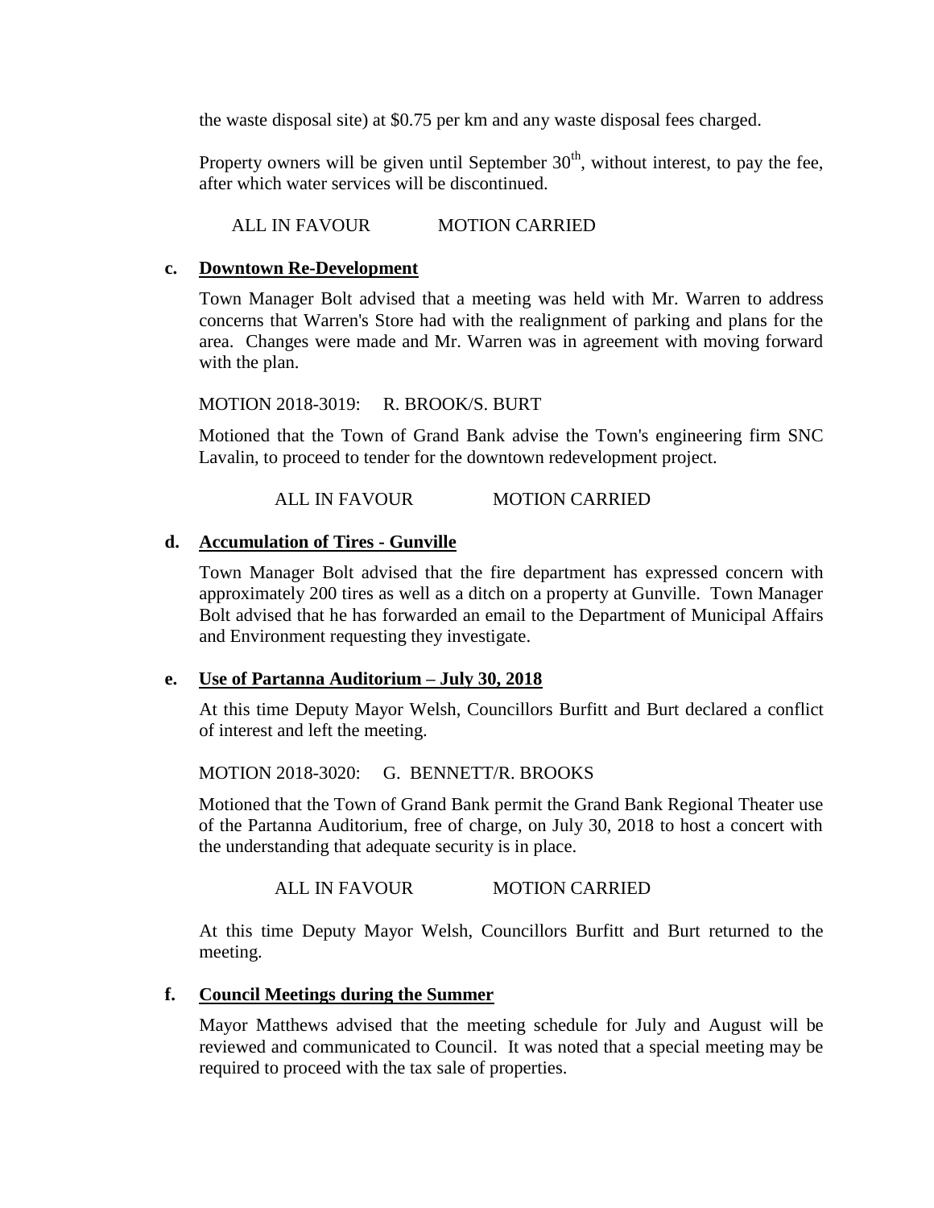the waste disposal site) at $0.75 per km and any waste disposal fees charged.

Property owners will be given until September 30th, without interest, to pay the fee, after which water services will be discontinued.

ALL IN FAVOUR MOTION CARRIED

**c. Downtown Re-Development**

Town Manager Bolt advised that a meeting was held with Mr. Warren to address concerns that Warren's Store had with the realignment of parking and plans for the area. Changes were made and Mr. Warren was in agreement with moving forward with the plan.

MOTION 2018-3019: R. BROOK/S. BURT

Motioned that the Town of Grand Bank advise the Town's engineering firm SNC Lavalin, to proceed to tender for the downtown redevelopment project.

ALL IN FAVOUR MOTION CARRIED

**d. Accumulation of Tires - Gunville**

Town Manager Bolt advised that the fire department has expressed concern with approximately 200 tires as well as a ditch on a property at Gunville. Town Manager Bolt advised that he has forwarded an email to the Department of Municipal Affairs and Environment requesting they investigate.

**e. Use of Partanna Auditorium – July 30, 2018**

At this time Deputy Mayor Welsh, Councillors Burfitt and Burt declared a conflict of interest and left the meeting.

MOTION 2018-3020: G. BENNETT/R. BROOKS

Motioned that the Town of Grand Bank permit the Grand Bank Regional Theater use of the Partanna Auditorium, free of charge, on July 30, 2018 to host a concert with the understanding that adequate security is in place.

ALL IN FAVOUR MOTION CARRIED

At this time Deputy Mayor Welsh, Councillors Burfitt and Burt returned to the meeting.

**f. Council Meetings during the Summer**

Mayor Matthews advised that the meeting schedule for July and August will be reviewed and communicated to Council. It was noted that a special meeting may be required to proceed with the tax sale of properties.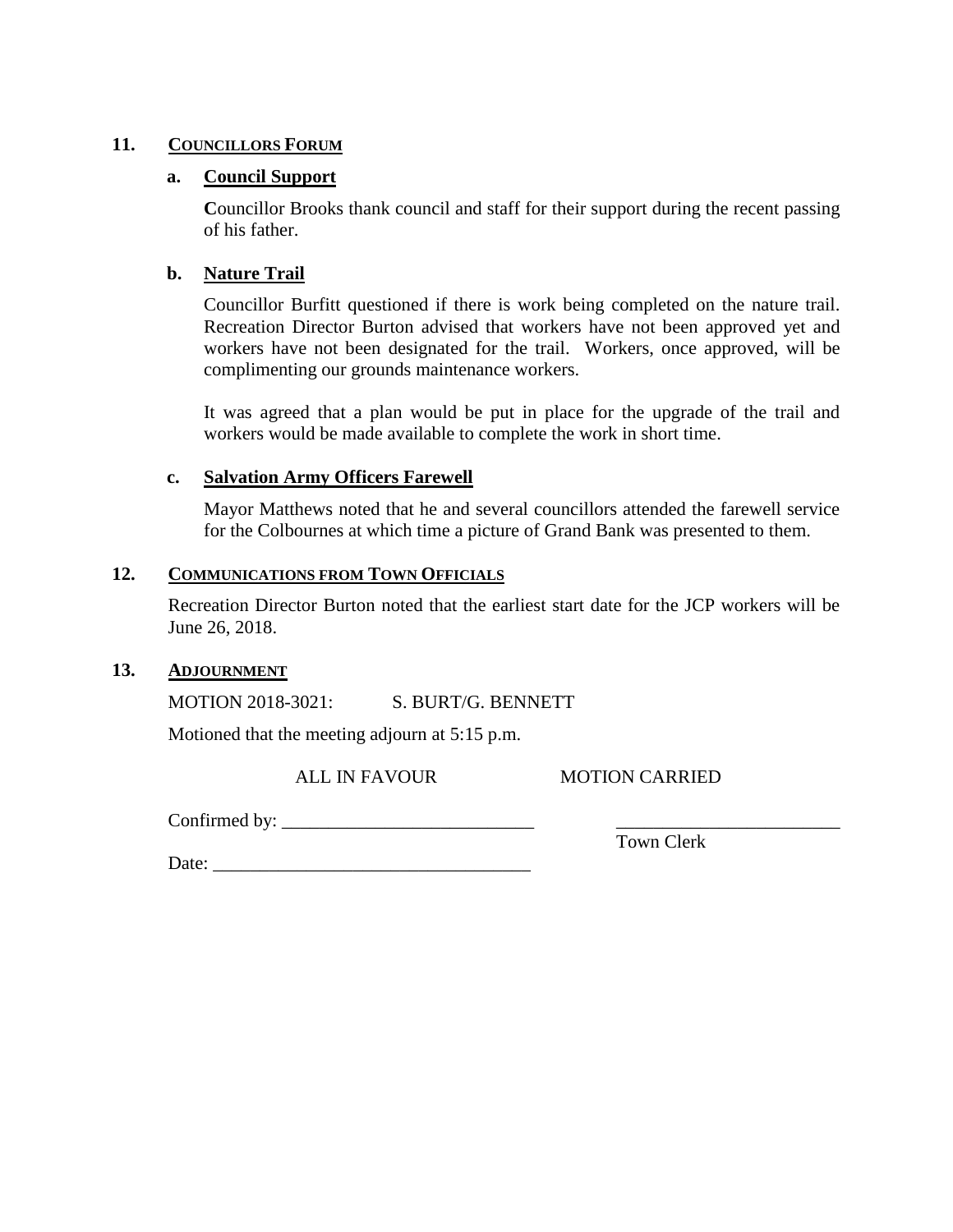## 11. COUNCILLORS FORUM

### a. Council Support

**C**ouncillor Brooks thank council and staff for their support during the recent passing of his father.

### b. Nature Trail

Councillor Burfitt questioned if there is work being completed on the nature trail. Recreation Director Burton advised that workers have not been approved yet and workers have not been designated for the trail. Workers, once approved, will be complimenting our grounds maintenance workers.

It was agreed that a plan would be put in place for the upgrade of the trail and workers would be made available to complete the work in short time.

### c. Salvation Army Officers Farewell

Mayor Matthews noted that he and several councillors attended the farewell service for the Colbournes at which time a picture of Grand Bank was presented to them.

## 12. COMMUNICATIONS FROM TOWN OFFICIALS

Recreation Director Burton noted that the earliest start date for the JCP workers will be June 26, 2018.

## 13. ADJOURNMENT

MOTION 2018-3021: S. BURT/G. BENNETT

Motioned that the meeting adjourn at 5:15 p.m.

ALL IN FAVOUR MOTION CARRIED

Confirmed by: ___________________________ ________________________

Town Clerk

Date: __________________________________